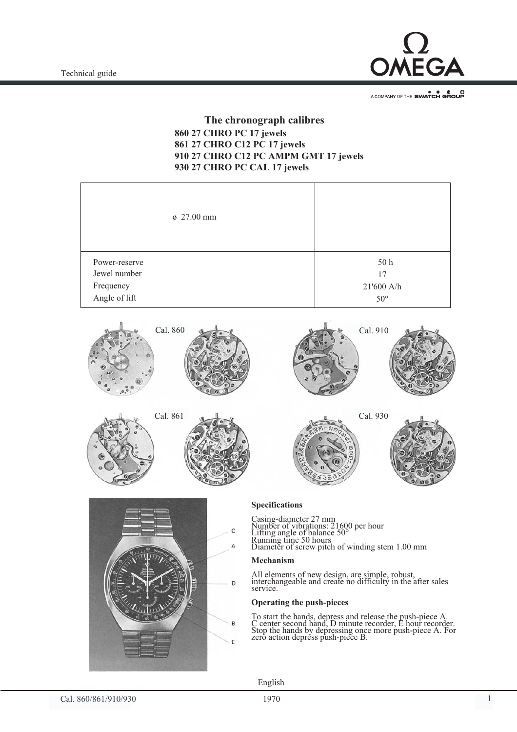## The chronograph calibres

**860 27 CHRO PC 17 jewels**
**861 27 CHRO C12 PC 17 jewels**
**910 27 CHRO C12 PC AMPM GMT 17 jewels**
**930 27 CHRO PC CAL 17 jewels**

| ø 27.00 mm | |
|---|---|
| Power-reserve | 50 h |
| Jewel number | 17 |
| Frequency | 21'600 A/h |
| Angle of lift | 50° |

Cal. 860

Cal. 910

Cal. 861

Cal. 930

C
A
D
B
E

**Specifications**

Casing-diameter 27 mm
Number of vibrations: 21600 per hour
Lifting angle of balance 50°
Running time 50 hours
Diameter of screw pitch of winding stem 1.00 mm

**Mechanism**

All elements of new design, are simple, robust, interchangeable and create no difficulty in the after sales service.

**Operating the push-pieces**

To start the hands, depress and release the push-piece A. C center second hand, D minute recorder, E hour recorder. Stop the hands by depressing once more push-piece A. For zero action depress push-piece B.

English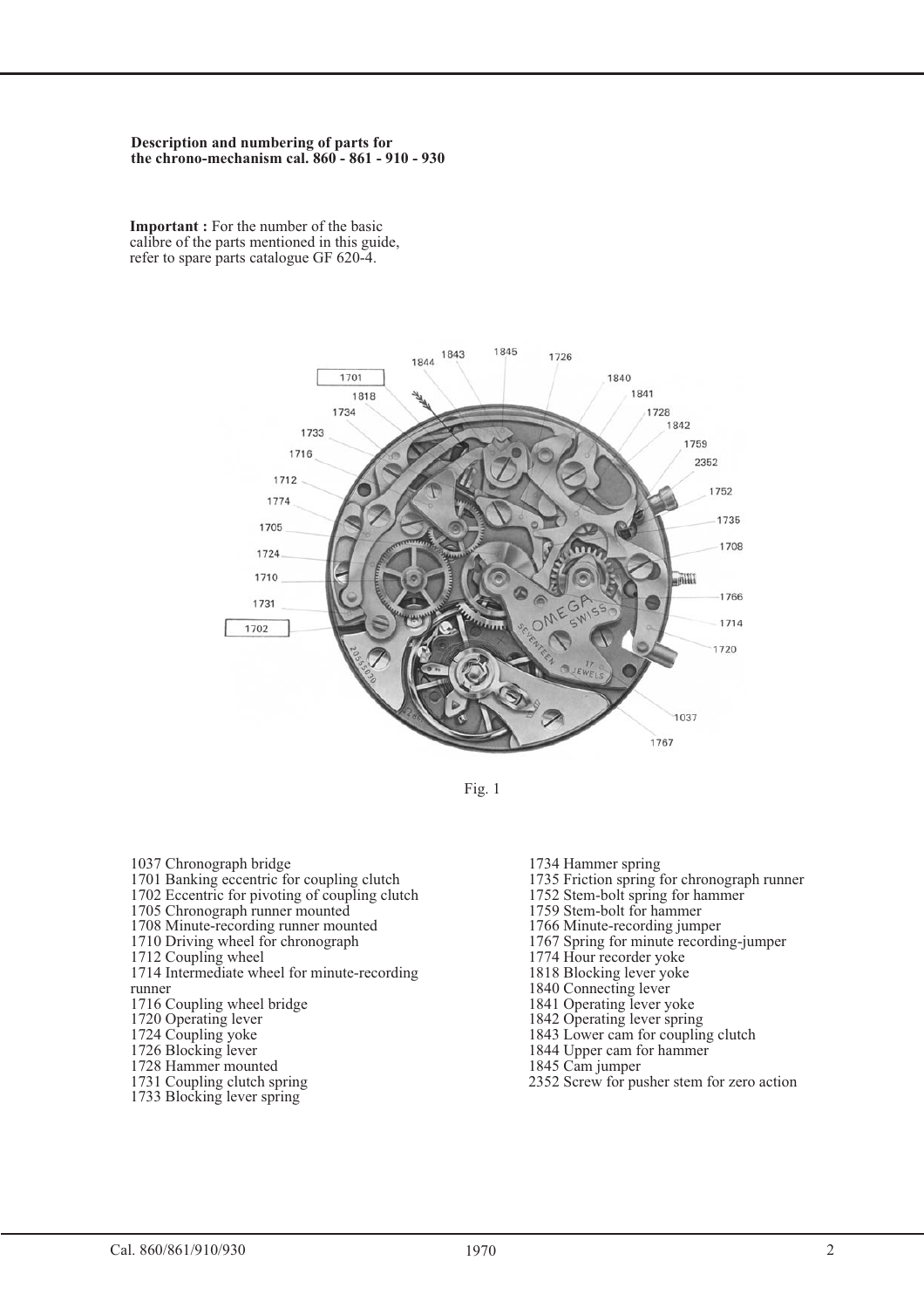**Description and numbering of parts for the chrono-mechanism cal. 860 - 861 - 910 - 930**

**Important :** For the number of the basic calibre of the parts mentioned in this guide, refer to spare parts catalogue GF 620-4.

Fig. 1

1037 Chronograph bridge
1701 Banking eccentric for coupling clutch
1702 Eccentric for pivoting of coupling clutch
1705 Chronograph runner mounted
1708 Minute-recording runner mounted
1710 Driving wheel for chronograph
1712 Coupling wheel
1714 Intermediate wheel for minute-recording runner
1716 Coupling wheel bridge
1720 Operating lever
1724 Coupling yoke
1726 Blocking lever
1728 Hammer mounted
1731 Coupling clutch spring
1733 Blocking lever spring
1734 Hammer spring
1735 Friction spring for chronograph runner
1752 Stem-bolt spring for hammer
1759 Stem-bolt for hammer
1766 Minute-recording jumper
1767 Spring for minute recording-jumper
1774 Hour recorder yoke
1818 Blocking lever yoke
1840 Connecting lever
1841 Operating lever yoke
1842 Operating lever spring
1843 Lower cam for coupling clutch
1844 Upper cam for hammer
1845 Cam jumper
2352 Screw for pusher stem for zero action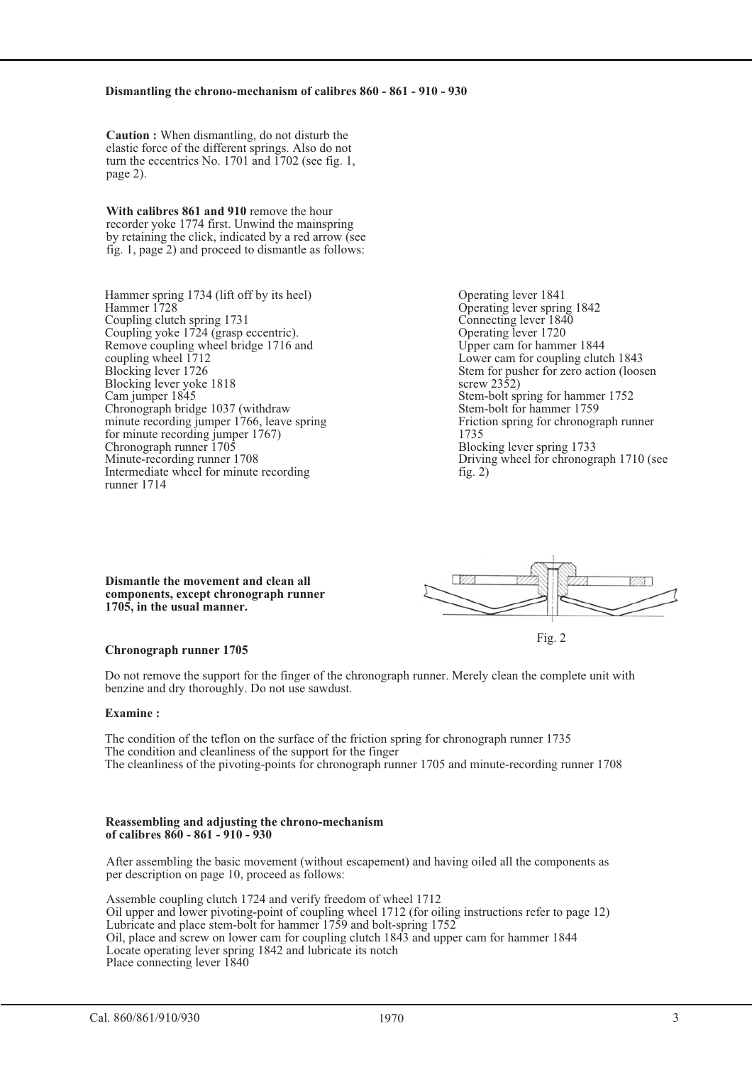### Dismantling the chrono-mechanism of calibres 860 - 861 - 910 - 930

**Caution :** When dismantling, do not disturb the elastic force of the different springs. Also do not turn the eccentrics No. 1701 and 1702 (see fig. 1, page 2).

**With calibres 861 and 910** remove the hour recorder yoke 1774 first. Unwind the mainspring by retaining the click, indicated by a red arrow (see fig. 1, page 2) and proceed to dismantle as follows:

Hammer spring 1734 (lift off by its heel)
Hammer 1728
Coupling clutch spring 1731
Coupling yoke 1724 (grasp eccentric).
Remove coupling wheel bridge 1716 and coupling wheel 1712
Blocking lever 1726
Blocking lever yoke 1818
Cam jumper 1845
Chronograph bridge 1037 (withdraw minute recording jumper 1766, leave spring for minute recording jumper 1767)
Chronograph runner 1705
Minute-recording runner 1708
Intermediate wheel for minute recording runner 1714
Operating lever 1841
Operating lever spring 1842
Connecting lever 1840
Operating lever 1720
Upper cam for hammer 1844
Lower cam for coupling clutch 1843
Stem for pusher for zero action (loosen screw 2352)
Stem-bolt spring for hammer 1752
Stem-bolt for hammer 1759
Friction spring for chronograph runner 1735
Blocking lever spring 1733
Driving wheel for chronograph 1710 (see fig. 2)

**Dismantle the movement and clean all components, except chronograph runner 1705, in the usual manner.**

Fig. 2

**Chronograph runner 1705**

Do not remove the support for the finger of the chronograph runner. Merely clean the complete unit with benzine and dry thoroughly. Do not use sawdust.

**Examine :**

The condition of the teflon on the surface of the friction spring for chronograph runner 1735
The condition and cleanliness of the support for the finger
The cleanliness of the pivoting-points for chronograph runner 1705 and minute-recording runner 1708

### Reassembling and adjusting the chrono-mechanism of calibres 860 - 861 - 910 - 930

After assembling the basic movement (without escapement) and having oiled all the components as per description on page 10, proceed as follows:

Assemble coupling clutch 1724 and verify freedom of wheel 1712
Oil upper and lower pivoting-point of coupling wheel 1712 (for oiling instructions refer to page 12)
Lubricate and place stem-bolt for hammer 1759 and bolt-spring 1752
Oil, place and screw on lower cam for coupling clutch 1843 and upper cam for hammer 1844
Locate operating lever spring 1842 and lubricate its notch
Place connecting lever 1840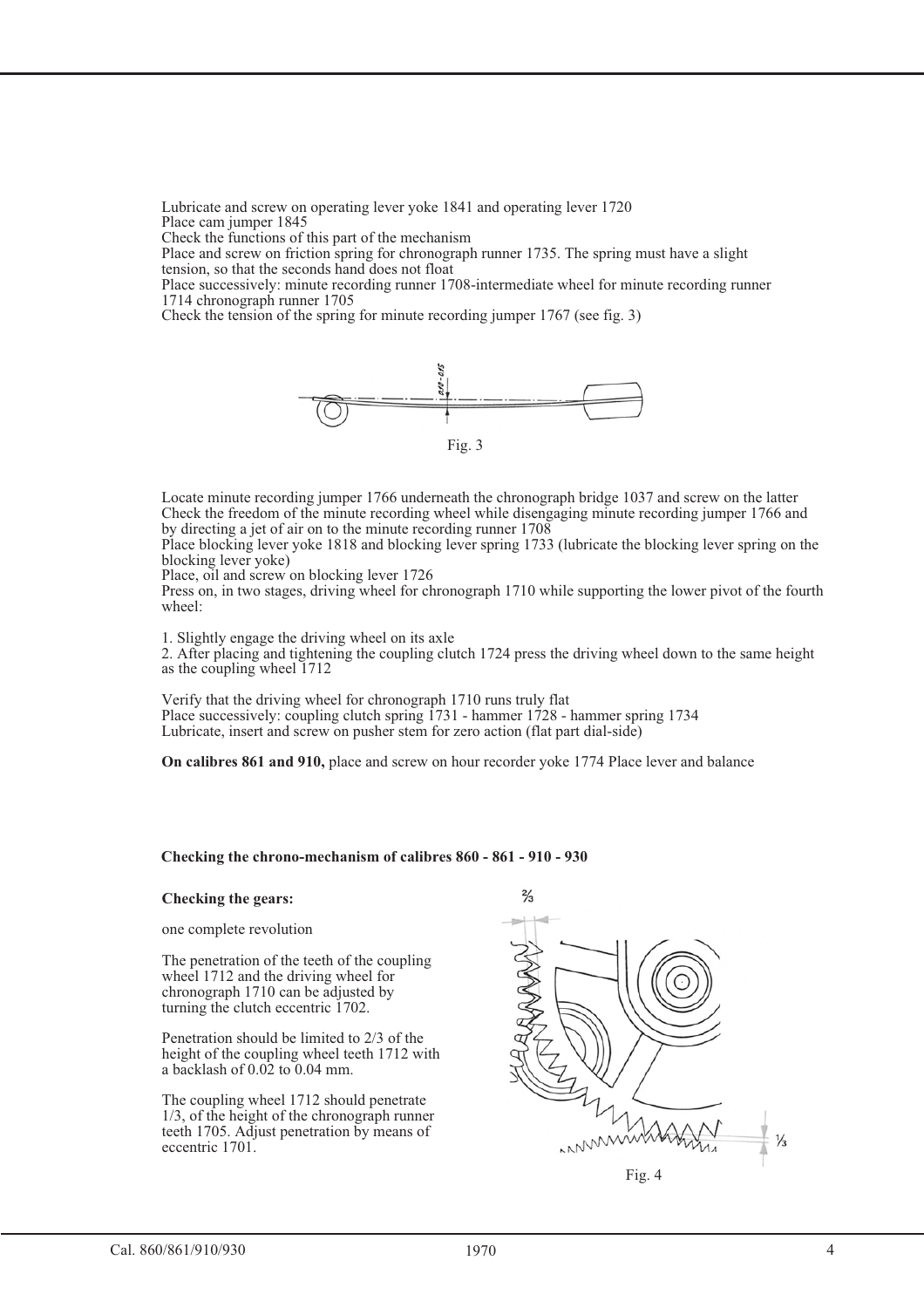Lubricate and screw on operating lever yoke 1841 and operating lever 1720
Place cam jumper 1845
Check the functions of this part of the mechanism
Place and screw on friction spring for chronograph runner 1735. The spring must have a slight tension, so that the seconds hand does not float
Place successively: minute recording runner 1708-intermediate wheel for minute recording runner 1714 chronograph runner 1705
Check the tension of the spring for minute recording jumper 1767 (see fig. 3)

Fig. 3

Locate minute recording jumper 1766 underneath the chronograph bridge 1037 and screw on the latter
Check the freedom of the minute recording wheel while disengaging minute recording jumper 1766 and by directing a jet of air on to the minute recording runner 1708
Place blocking lever yoke 1818 and blocking lever spring 1733 (lubricate the blocking lever spring on the blocking lever yoke)
Place, oil and screw on blocking lever 1726
Press on, in two stages, driving wheel for chronograph 1710 while supporting the lower pivot of the fourth wheel:

1. Slightly engage the driving wheel on its axle
2. After placing and tightening the coupling clutch 1724 press the driving wheel down to the same height as the coupling wheel 1712

Verify that the driving wheel for chronograph 1710 runs truly flat
Place successively: coupling clutch spring 1731 - hammer 1728 - hammer spring 1734
Lubricate, insert and screw on pusher stem for zero action (flat part dial-side)

**On calibres 861 and 910,** place and screw on hour recorder yoke 1774 Place lever and balance

### Checking the chrono-mechanism of calibres 860 - 861 - 910 - 930

**Checking the gears:**

one complete revolution

The penetration of the teeth of the coupling wheel 1712 and the driving wheel for chronograph 1710 can be adjusted by turning the clutch eccentric 1702.

Penetration should be limited to 2/3 of the height of the coupling wheel teeth 1712 with a backlash of 0.02 to 0.04 mm.

The coupling wheel 1712 should penetrate 1/3, of the height of the chronograph runner teeth 1705. Adjust penetration by means of eccentric 1701.

Fig. 4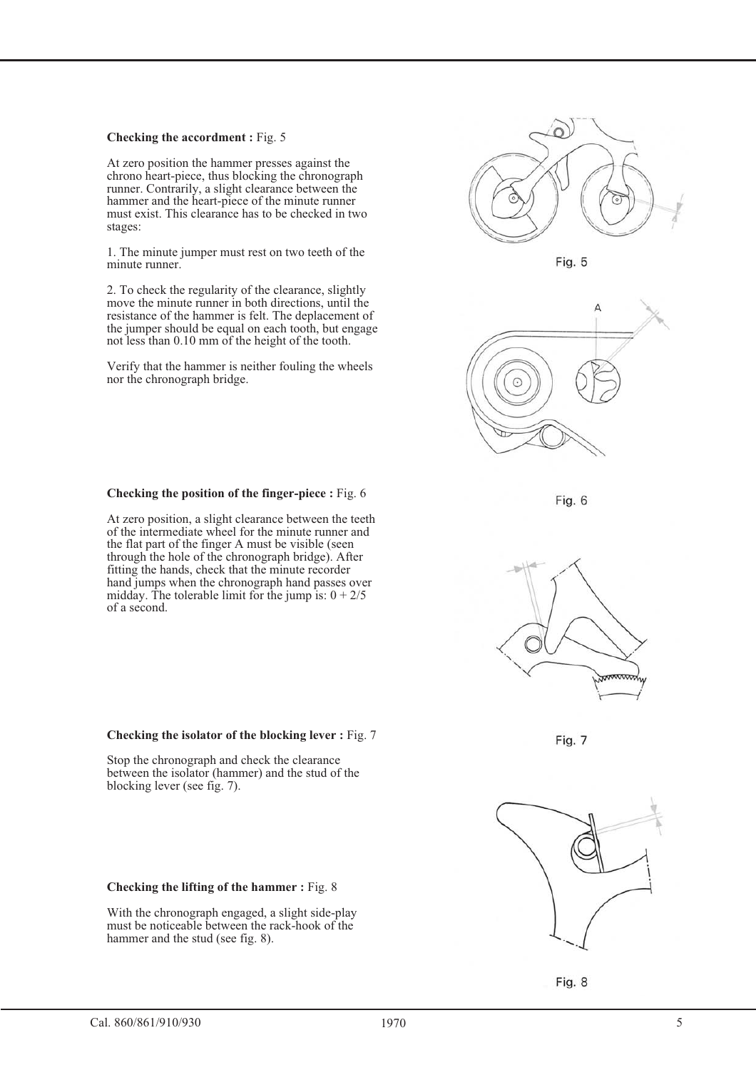**Checking the accordment :** Fig. 5

At zero position the hammer presses against the chrono heart-piece, thus blocking the chronograph runner. Contrarily, a slight clearance between the hammer and the heart-piece of the minute runner must exist. This clearance has to be checked in two stages:

1. The minute jumper must rest on two teeth of the minute runner.

2. To check the regularity of the clearance, slightly move the minute runner in both directions, until the resistance of the hammer is felt. The deplacement of the jumper should be equal on each tooth, but engage not less than 0.10 mm of the height of the tooth.

Verify that the hammer is neither fouling the wheels nor the chronograph bridge.

Fig. 5

**Checking the position of the finger-piece :** Fig. 6

At zero position, a slight clearance between the teeth of the intermediate wheel for the minute runner and the flat part of the finger A must be visible (seen through the hole of the chronograph bridge). After fitting the hands, check that the minute recorder hand jumps when the chronograph hand passes over midday. The tolerable limit for the jump is: 0 + 2/5 of a second.

Fig. 6

**Checking the isolator of the blocking lever :** Fig. 7

Stop the chronograph and check the clearance between the isolator (hammer) and the stud of the blocking lever (see fig. 7).

Fig. 7

**Checking the lifting of the hammer :** Fig. 8

With the chronograph engaged, a slight side-play must be noticeable between the rack-hook of the hammer and the stud (see fig. 8).

Fig. 8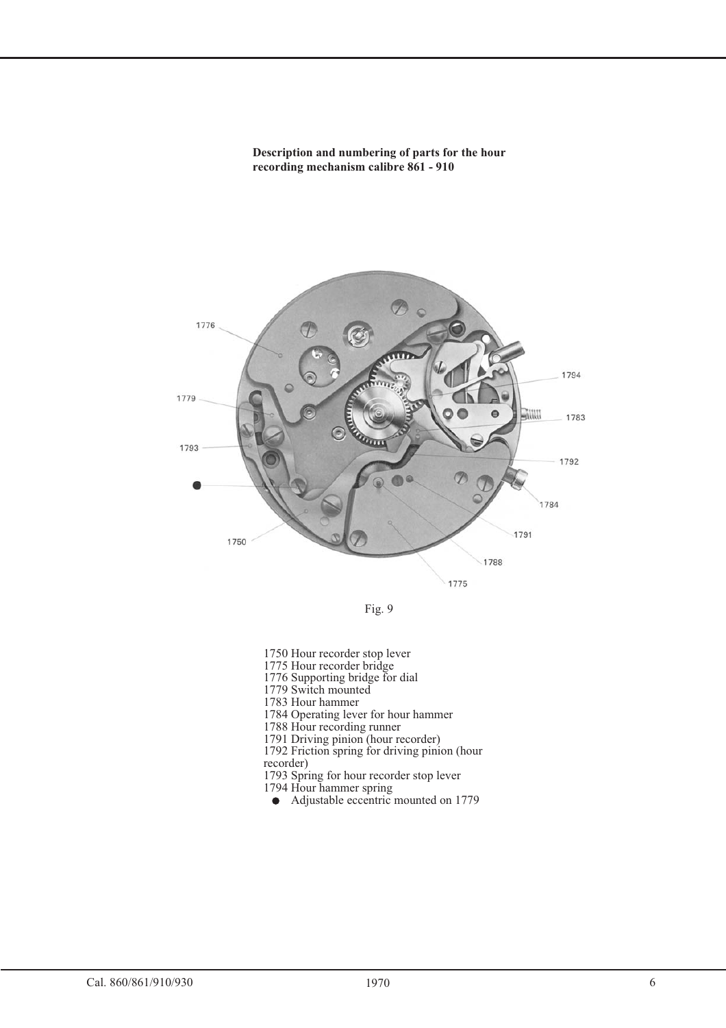**Description and numbering of parts for the hour recording mechanism calibre 861 - 910**

Fig. 9

1750 Hour recorder stop lever
1775 Hour recorder bridge
1776 Supporting bridge for dial
1779 Switch mounted
1783 Hour hammer
1784 Operating lever for hour hammer
1788 Hour recording runner
1791 Driving pinion (hour recorder)
1792 Friction spring for driving pinion (hour recorder)
1793 Spring for hour recorder stop lever
1794 Hour hammer spring
● Adjustable eccentric mounted on 1779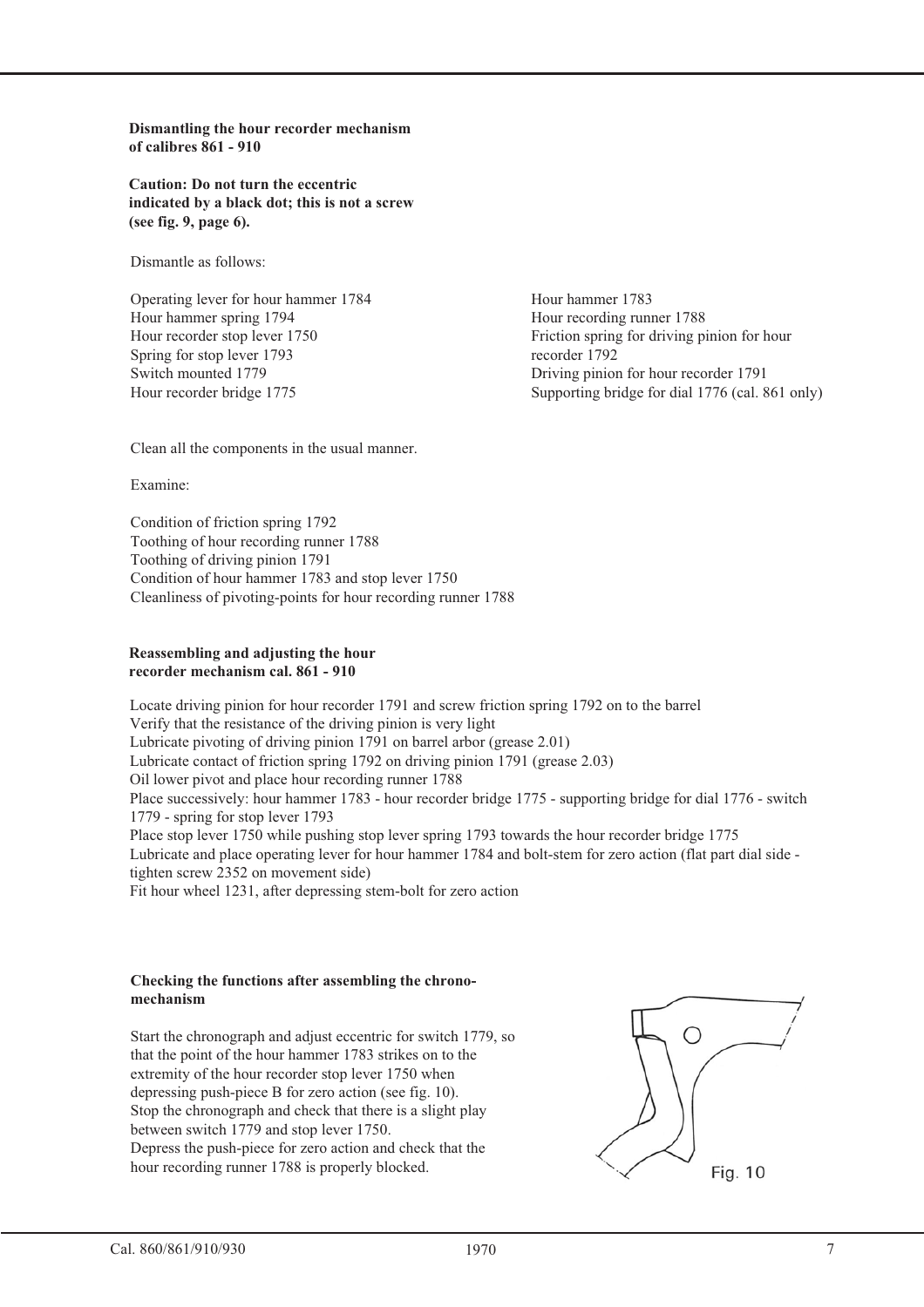**Dismantling the hour recorder mechanism of calibres 861 - 910**

**Caution: Do not turn the eccentric indicated by a black dot; this is not a screw (see fig. 9, page 6).**

Dismantle as follows:

Operating lever for hour hammer 1784
Hour hammer spring 1794
Hour recorder stop lever 1750
Spring for stop lever 1793
Switch mounted 1779
Hour recorder bridge 1775
Hour hammer 1783
Hour recording runner 1788
Friction spring for driving pinion for hour recorder 1792
Driving pinion for hour recorder 1791
Supporting bridge for dial 1776 (cal. 861 only)

Clean all the components in the usual manner.

Examine:

Condition of friction spring 1792
Toothing of hour recording runner 1788
Toothing of driving pinion 1791
Condition of hour hammer 1783 and stop lever 1750
Cleanliness of pivoting-points for hour recording runner 1788

**Reassembling and adjusting the hour recorder mechanism cal. 861 - 910**

Locate driving pinion for hour recorder 1791 and screw friction spring 1792 on to the barrel
Verify that the resistance of the driving pinion is very light
Lubricate pivoting of driving pinion 1791 on barrel arbor (grease 2.01)
Lubricate contact of friction spring 1792 on driving pinion 1791 (grease 2.03)
Oil lower pivot and place hour recording runner 1788
Place successively: hour hammer 1783 - hour recorder bridge 1775 - supporting bridge for dial 1776 - switch 1779 - spring for stop lever 1793
Place stop lever 1750 while pushing stop lever spring 1793 towards the hour recorder bridge 1775
Lubricate and place operating lever for hour hammer 1784 and bolt-stem for zero action (flat part dial side - tighten screw 2352 on movement side)
Fit hour wheel 1231, after depressing stem-bolt for zero action

**Checking the functions after assembling the chrono-mechanism**

Start the chronograph and adjust eccentric for switch 1779, so that the point of the hour hammer 1783 strikes on to the extremity of the hour recorder stop lever 1750 when depressing push-piece B for zero action (see fig. 10).
Stop the chronograph and check that there is a slight play between switch 1779 and stop lever 1750.
Depress the push-piece for zero action and check that the hour recording runner 1788 is properly blocked.

Fig. 10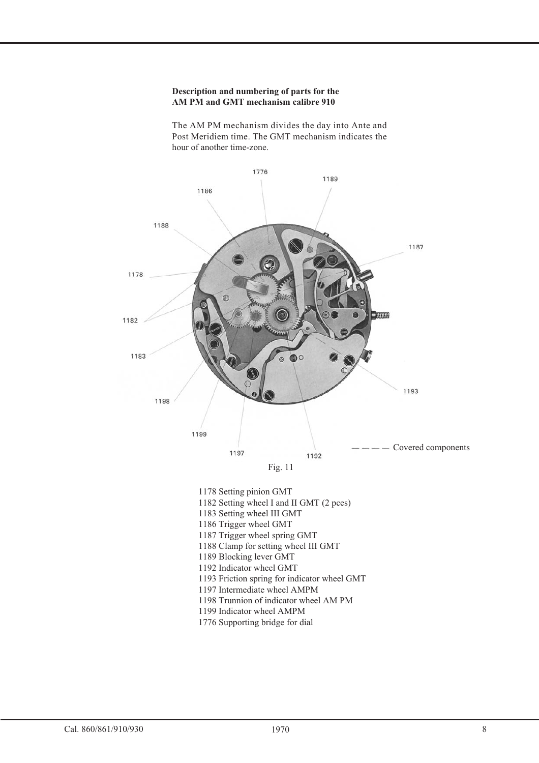**Description and numbering of parts for the AM PM and GMT mechanism calibre 910**

The AM PM mechanism divides the day into Ante and Post Meridiem time. The GMT mechanism indicates the hour of another time-zone.

— — — — Covered components

Fig. 11

1178 Setting pinion GMT
1182 Setting wheel I and II GMT (2 pces)
1183 Setting wheel III GMT
1186 Trigger wheel GMT
1187 Trigger wheel spring GMT
1188 Clamp for setting wheel III GMT
1189 Blocking lever GMT
1192 Indicator wheel GMT
1193 Friction spring for indicator wheel GMT
1197 Intermediate wheel AMPM
1198 Trunnion of indicator wheel AM PM
1199 Indicator wheel AMPM
1776 Supporting bridge for dial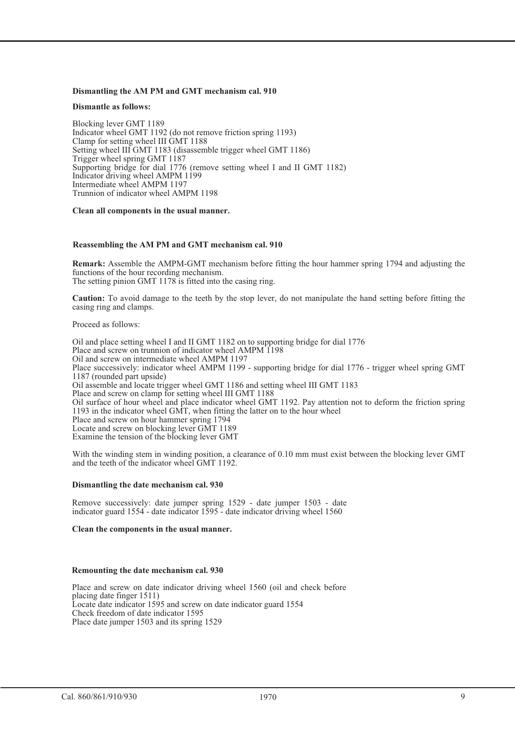### Dismantling the AM PM and GMT mechanism cal. 910

**Dismantle as follows:**

Blocking lever GMT 1189
Indicator wheel GMT 1192 (do not remove friction spring 1193)
Clamp for setting wheel III GMT 1188
Setting wheel III GMT 1183 (disassemble trigger wheel GMT 1186)
Trigger wheel spring GMT 1187
Supporting bridge for dial 1776 (remove setting wheel I and II GMT 1182)
Indicator driving wheel AMPM 1199
Intermediate wheel AMPM 1197
Trunnion of indicator wheel AMPM 1198

**Clean all components in the usual manner.**

### Reassembling the AM PM and GMT mechanism cal. 910

**Remark:** Assemble the AMPM-GMT mechanism before fitting the hour hammer spring 1794 and adjusting the functions of the hour recording mechanism.
The setting pinion GMT 1178 is fitted into the casing ring.

**Caution:** To avoid damage to the teeth by the stop lever, do not manipulate the hand setting before fitting the casing ring and clamps.

Proceed as follows:

Oil and place setting wheel I and II GMT 1182 on to supporting bridge for dial 1776
Place and screw on trunnion of indicator wheel AMPM 1198
Oil and screw on intermediate wheel AMPM 1197
Place successively: indicator wheel AMPM 1199 - supporting bridge for dial 1776 - trigger wheel spring GMT 1187 (rounded part upside)
Oil assemble and locate trigger wheel GMT 1186 and setting wheel III GMT 1183
Place and screw on clamp for setting wheel III GMT 1188
Oil surface of hour wheel and place indicator wheel GMT 1192. Pay attention not to deform the friction spring 1193 in the indicator wheel GMT, when fitting the latter on to the hour wheel
Place and screw on hour hammer spring 1794
Locate and screw on blocking lever GMT 1189
Examine the tension of the blocking lever GMT

With the winding stem in winding position, a clearance of 0.10 mm must exist between the blocking lever GMT and the teeth of the indicator wheel GMT 1192.

### Dismantling the date mechanism cal. 930

Remove successively: date jumper spring 1529 - date jumper 1503 - date indicator guard 1554 - date indicator 1595 - date indicator driving wheel 1560

**Clean the components in the usual manner.**

### Remounting the date mechanism cal. 930

Place and screw on date indicator driving wheel 1560 (oil and check before placing date finger 1511)
Locate date indicator 1595 and screw on date indicator guard 1554
Check freedom of date indicator 1595
Place date jumper 1503 and its spring 1529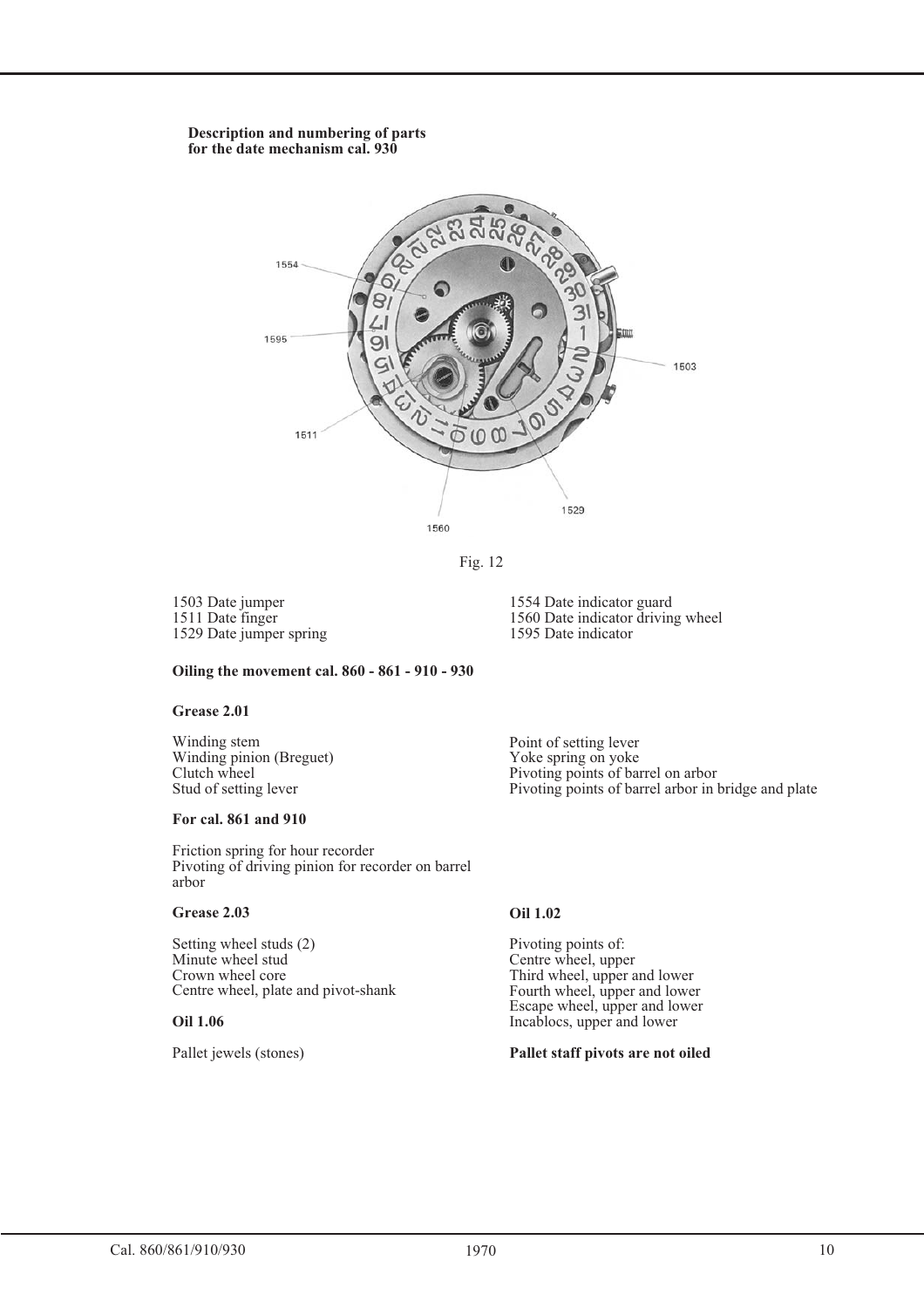**Description and numbering of parts for the date mechanism cal. 930**

Fig. 12

1503 Date jumper
1511 Date finger
1529 Date jumper spring
1554 Date indicator guard
1560 Date indicator driving wheel
1595 Date indicator

**Oiling the movement cal. 860 - 861 - 910 - 930**

**Grease 2.01**

Winding stem
Winding pinion (Breguet)
Clutch wheel
Stud of setting lever
Point of setting lever
Yoke spring on yoke
Pivoting points of barrel on arbor
Pivoting points of barrel arbor in bridge and plate

**For cal. 861 and 910**

Friction spring for hour recorder
Pivoting of driving pinion for recorder on barrel arbor

**Grease 2.03**

Setting wheel studs (2)
Minute wheel stud
Crown wheel core
Centre wheel, plate and pivot-shank

**Oil 1.06**

Pallet jewels (stones)

**Oil 1.02**

Pivoting points of:
Centre wheel, upper
Third wheel, upper and lower
Fourth wheel, upper and lower
Escape wheel, upper and lower
Incablocs, upper and lower

**Pallet staff pivots are not oiled**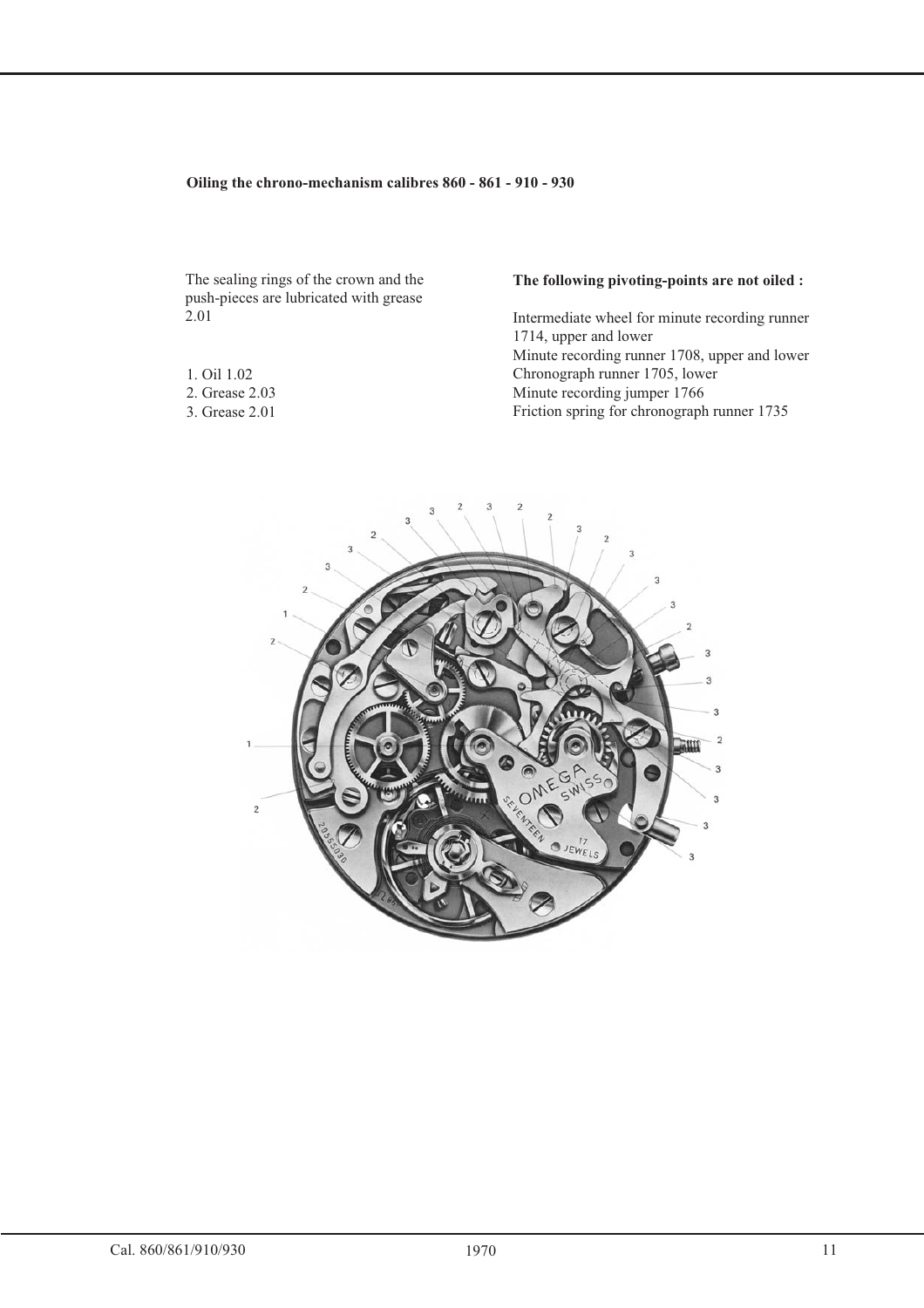**Oiling the chrono-mechanism calibres 860 - 861 - 910 - 930**

The sealing rings of the crown and the push-pieces are lubricated with grease 2.01

1. Oil 1.02
2. Grease 2.03
3. Grease 2.01

**The following pivoting-points are not oiled :**

Intermediate wheel for minute recording runner 1714, upper and lower
Minute recording runner 1708, upper and lower
Chronograph runner 1705, lower
Minute recording jumper 1766
Friction spring for chronograph runner 1735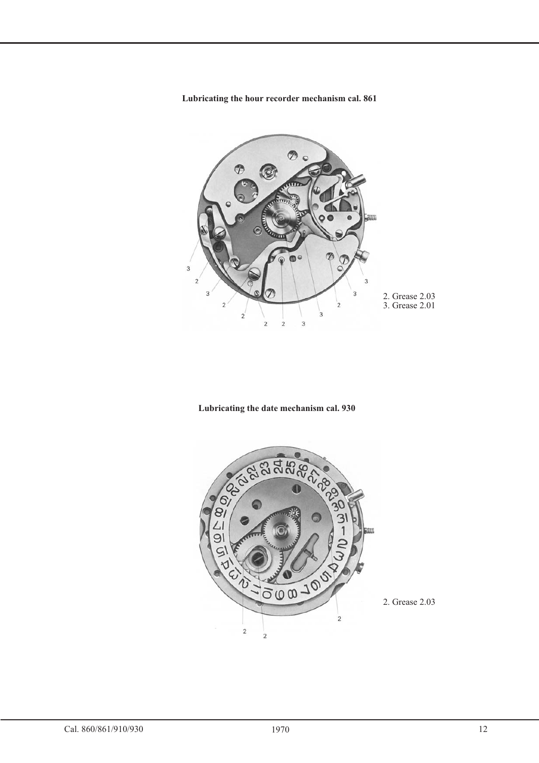**Lubricating the hour recorder mechanism cal. 861**

3
2
3
2
2
2
2
3
3
2
3
3

2. Grease 2.03
3. Grease 2.01

**Lubricating the date mechanism cal. 930**

2
2
2

2. Grease 2.03